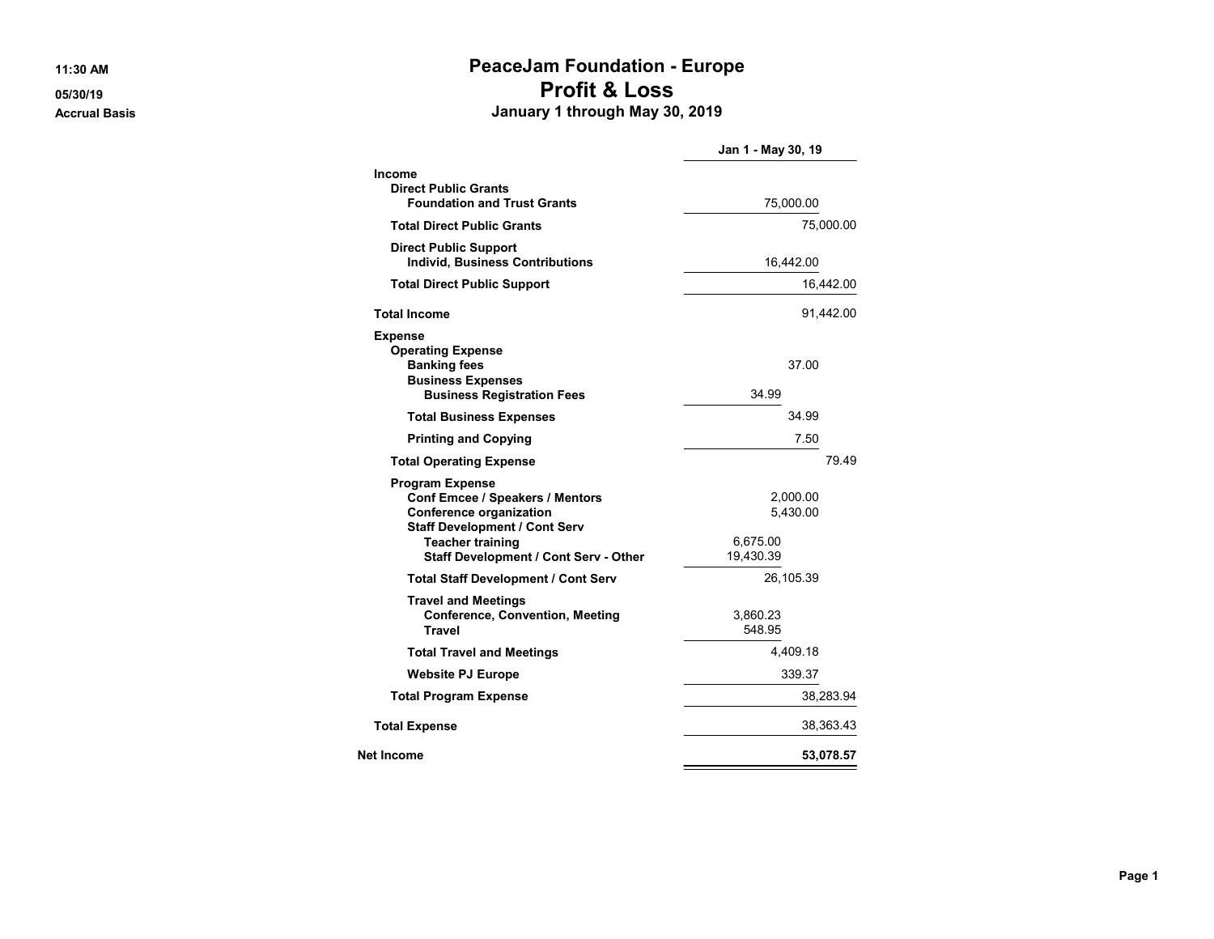11:30 AM

05/30/19

Accrual Basis

# PeaceJam Foundation - Europe
## Profit & Loss
### January 1 through May 30, 2019

| | Jan 1 - May 30, 19 |
|---|---|
| **Income** | |
| **Direct Public Grants** | |
| **Foundation and Trust Grants** | 75,000.00 |
| **Total Direct Public Grants** | 75,000.00 |
| **Direct Public Support** | |
| **Individ, Business Contributions** | 16,442.00 |
| **Total Direct Public Support** | 16,442.00 |
| **Total Income** | 91,442.00 |
| **Expense** | |
| **Operating Expense** | |
| **Banking fees** | 37.00 |
| **Business Expenses** | |
| **Business Registration Fees** | 34.99 |
| **Total Business Expenses** | 34.99 |
| **Printing and Copying** | 7.50 |
| **Total Operating Expense** | 79.49 |
| **Program Expense** | |
| **Conf Emcee / Speakers / Mentors** | 2,000.00 |
| **Conference organization** | 5,430.00 |
| **Staff Development / Cont Serv** | |
| **Teacher training** | 6,675.00 |
| **Staff Development / Cont Serv - Other** | 19,430.39 |
| **Total Staff Development / Cont Serv** | 26,105.39 |
| **Travel and Meetings** | |
| **Conference, Convention, Meeting** | 3,860.23 |
| **Travel** | 548.95 |
| **Total Travel and Meetings** | 4,409.18 |
| **Website PJ Europe** | 339.37 |
| **Total Program Expense** | 38,283.94 |
| **Total Expense** | 38,363.43 |
| **Net Income** | **53,078.57** |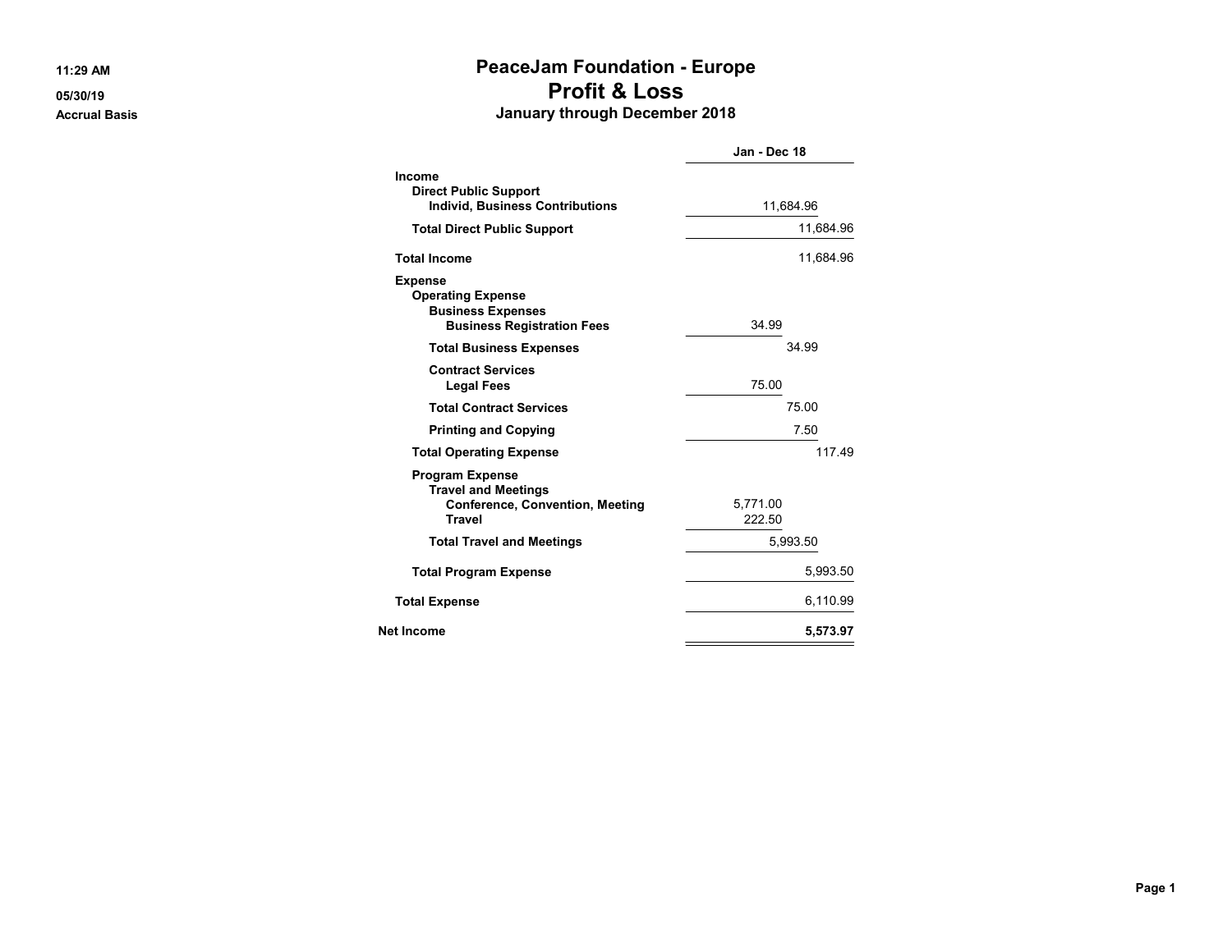11:29 AM
05/30/19
Accrual Basis

# PeaceJam Foundation - Europe
## Profit & Loss
### January through December 2018

| | Jan - Dec 18 | | |
|---|---|---|---|
| **Income** | | | |
| **Direct Public Support** | | | |
| **Individ, Business Contributions** | | 11,684.96 | |
| **Total Direct Public Support** | | | 11,684.96 |
| **Total Income** | | | 11,684.96 |
| **Expense** | | | |
| **Operating Expense** | | | |
| **Business Expenses** | | | |
| **Business Registration Fees** | 34.99 | | |
| **Total Business Expenses** | | 34.99 | |
| **Contract Services** | | | |
| **Legal Fees** | 75.00 | | |
| **Total Contract Services** | | 75.00 | |
| **Printing and Copying** | | 7.50 | |
| **Total Operating Expense** | | | 117.49 |
| **Program Expense** | | | |
| **Travel and Meetings** | | | |
| **Conference, Convention, Meeting** | 5,771.00 | | |
| **Travel** | 222.50 | | |
| **Total Travel and Meetings** | | 5,993.50 | |
| **Total Program Expense** | | | 5,993.50 |
| **Total Expense** | | | 6,110.99 |
| **Net Income** | | | **5,573.97** |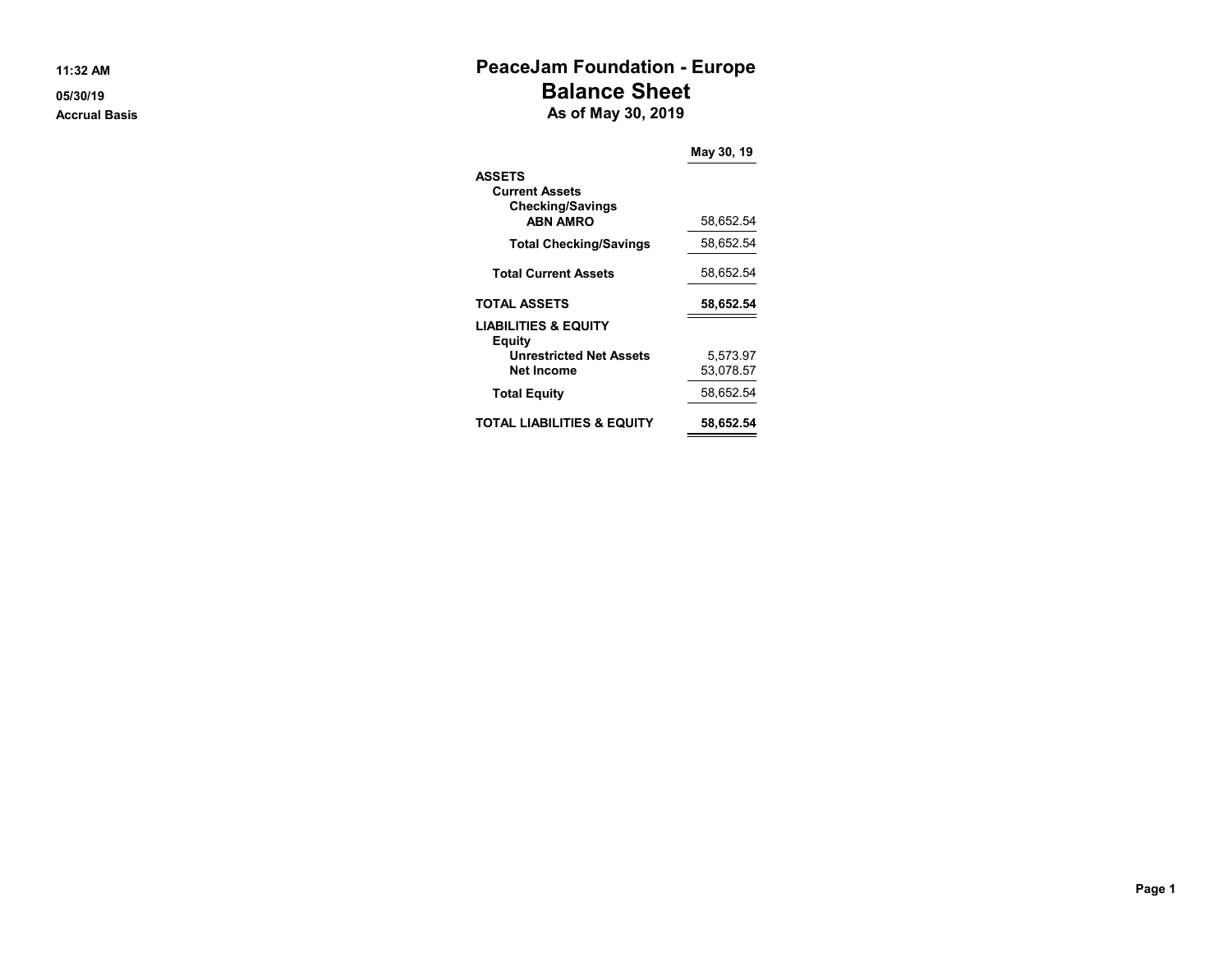11:32 AM
05/30/19
Accrual Basis

# PeaceJam Foundation - Europe
## Balance Sheet
### As of May 30, 2019

| | May 30, 19 |
|---|---|
| **ASSETS** | |
| **Current Assets** | |
| **Checking/Savings** | |
| **ABN AMRO** | 58,652.54 |
| **Total Checking/Savings** | 58,652.54 |
| **Total Current Assets** | 58,652.54 |
| **TOTAL ASSETS** | **58,652.54** |
| **LIABILITIES & EQUITY** | |
| **Equity** | |
| **Unrestricted Net Assets** | 5,573.97 |
| **Net Income** | 53,078.57 |
| **Total Equity** | 58,652.54 |
| **TOTAL LIABILITIES & EQUITY** | **58,652.54** |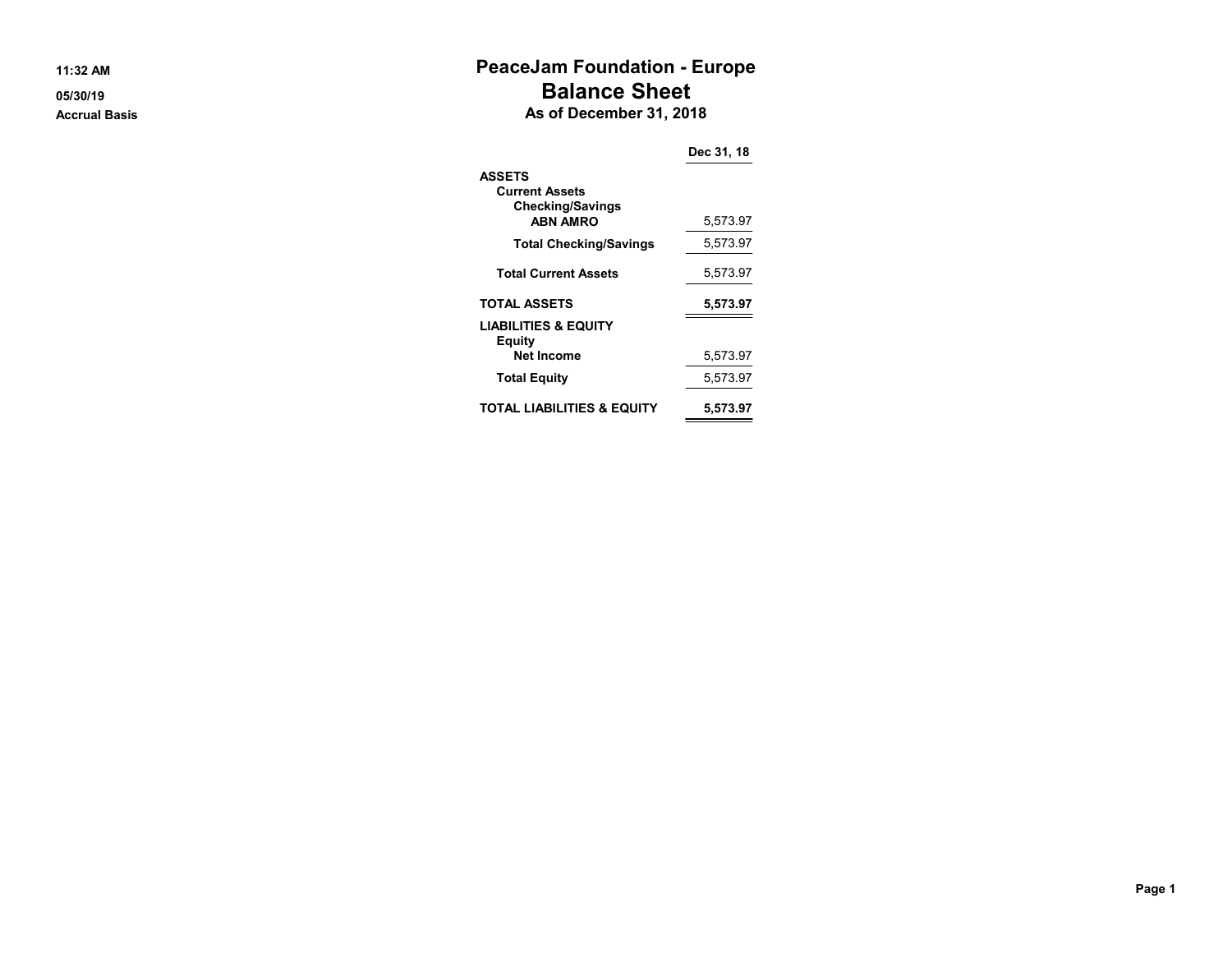11:32 AM

05/30/19

Accrual Basis

# PeaceJam Foundation - Europe
## Balance Sheet
### As of December 31, 2018

| | Dec 31, 18 |
|---|---|
| **ASSETS** | |
| **Current Assets** | |
| **Checking/Savings** | |
| **ABN AMRO** | 5,573.97 |
| **Total Checking/Savings** | 5,573.97 |
| **Total Current Assets** | 5,573.97 |
| **TOTAL ASSETS** | **5,573.97** |
| **LIABILITIES & EQUITY** | |
| **Equity** | |
| **Net Income** | 5,573.97 |
| **Total Equity** | 5,573.97 |
| **TOTAL LIABILITIES & EQUITY** | **5,573.97** |